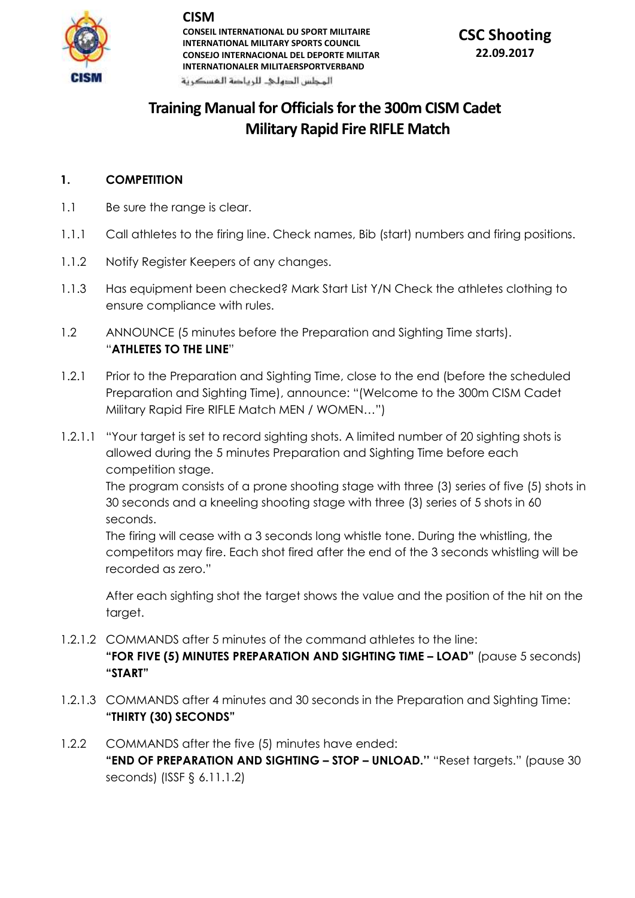**CISM**

**CONSEIL INTERNATIONAL DU SPORT MILITAIRE**
**INTERNATIONAL MILITARY SPORTS COUNCIL**
**CONSEJO INTERNACIONAL DEL DEPORTE MILITAR**
**INTERNATIONALER MILITAERSPORTVERBAND**
المجلس الدولي للرياضة العسكرية

**CSC Shooting**
**22.09.2017**

# Training Manual for Officials for the 300m CISM Cadet Military Rapid Fire RIFLE Match

## 1. COMPETITION

1.1 Be sure the range is clear.

1.1.1 Call athletes to the firing line. Check names, Bib (start) numbers and firing positions.

1.1.2 Notify Register Keepers of any changes.

1.1.3 Has equipment been checked? Mark Start List Y/N Check the athletes clothing to ensure compliance with rules.

1.2 ANNOUNCE (5 minutes before the Preparation and Sighting Time starts). "**ATHLETES TO THE LINE**"

1.2.1 Prior to the Preparation and Sighting Time, close to the end (before the scheduled Preparation and Sighting Time), announce: "(Welcome to the 300m CISM Cadet Military Rapid Fire RIFLE Match MEN / WOMEN…")

1.2.1.1 "Your target is set to record sighting shots. A limited number of 20 sighting shots is allowed during the 5 minutes Preparation and Sighting Time before each competition stage.
The program consists of a prone shooting stage with three (3) series of five (5) shots in 30 seconds and a kneeling shooting stage with three (3) series of 5 shots in 60 seconds.
The firing will cease with a 3 seconds long whistle tone. During the whistling, the competitors may fire. Each shot fired after the end of the 3 seconds whistling will be recorded as zero."

After each sighting shot the target shows the value and the position of the hit on the target.

1.2.1.2 COMMANDS after 5 minutes of the command athletes to the line:
**"FOR FIVE (5) MINUTES PREPARATION AND SIGHTING TIME – LOAD"** (pause 5 seconds) **"START"**

1.2.1.3 COMMANDS after 4 minutes and 30 seconds in the Preparation and Sighting Time: **"THIRTY (30) SECONDS"**

1.2.2 COMMANDS after the five (5) minutes have ended:
**"END OF PREPARATION AND SIGHTING – STOP – UNLOAD."** "Reset targets." (pause 30 seconds) (ISSF § 6.11.1.2)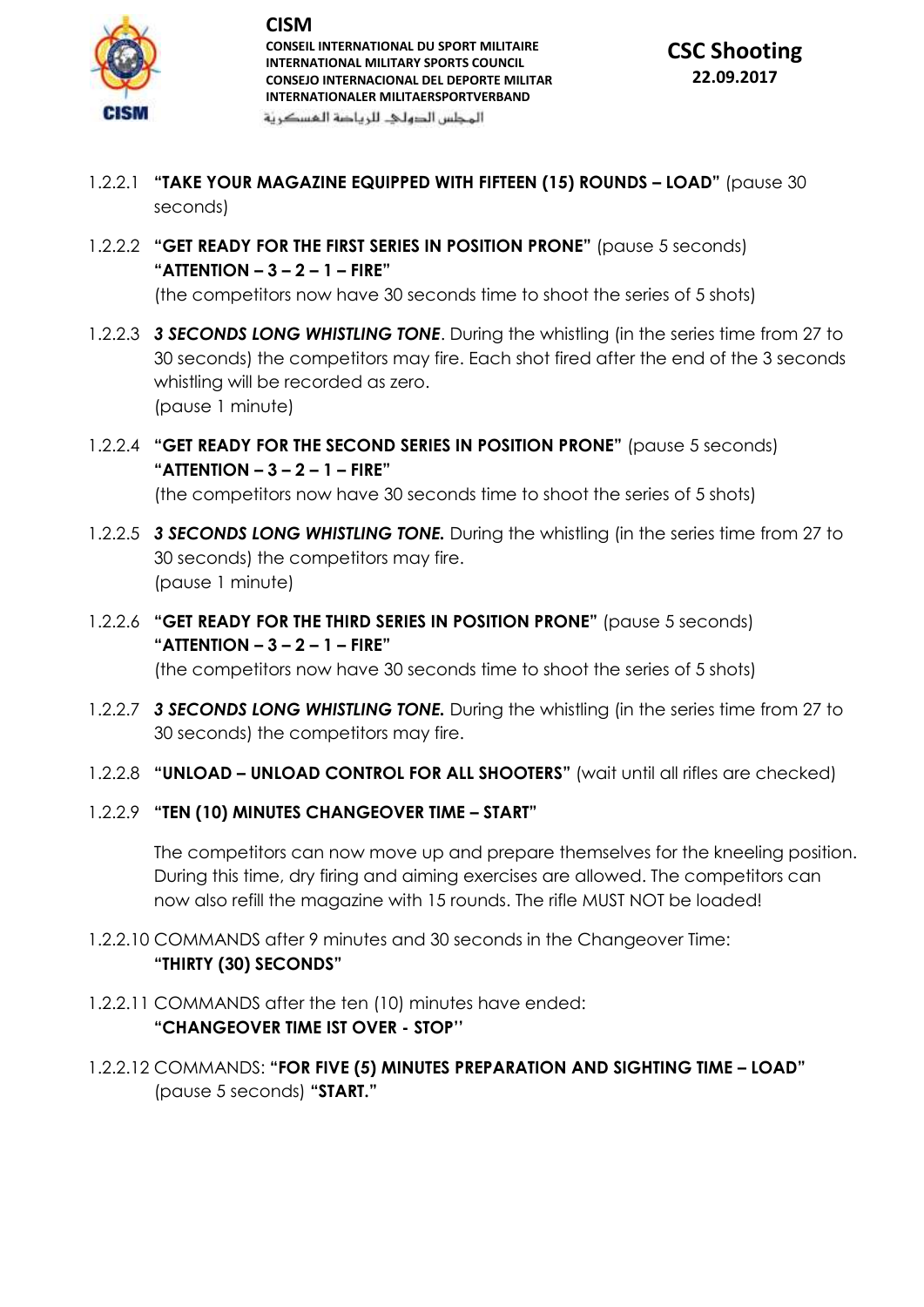1.2.2.1 **"TAKE YOUR MAGAZINE EQUIPPED WITH FIFTEEN (15) ROUNDS – LOAD"** (pause 30 seconds)

1.2.2.2 **"GET READY FOR THE FIRST SERIES IN POSITION PRONE"** (pause 5 seconds)
**"ATTENTION – 3 – 2 – 1 – FIRE"**
(the competitors now have 30 seconds time to shoot the series of 5 shots)

1.2.2.3 ***3 SECONDS LONG WHISTLING TONE***. During the whistling (in the series time from 27 to 30 seconds) the competitors may fire. Each shot fired after the end of the 3 seconds whistling will be recorded as zero.
(pause 1 minute)

1.2.2.4 **"GET READY FOR THE SECOND SERIES IN POSITION PRONE"** (pause 5 seconds)
**"ATTENTION – 3 – 2 – 1 – FIRE"**
(the competitors now have 30 seconds time to shoot the series of 5 shots)

1.2.2.5 ***3 SECONDS LONG WHISTLING TONE.*** During the whistling (in the series time from 27 to 30 seconds) the competitors may fire.
(pause 1 minute)

1.2.2.6 **"GET READY FOR THE THIRD SERIES IN POSITION PRONE"** (pause 5 seconds)
**"ATTENTION – 3 – 2 – 1 – FIRE"**
(the competitors now have 30 seconds time to shoot the series of 5 shots)

1.2.2.7 ***3 SECONDS LONG WHISTLING TONE.*** During the whistling (in the series time from 27 to 30 seconds) the competitors may fire.

1.2.2.8 **"UNLOAD – UNLOAD CONTROL FOR ALL SHOOTERS"** (wait until all rifles are checked)

1.2.2.9 **"TEN (10) MINUTES CHANGEOVER TIME – START"**

The competitors can now move up and prepare themselves for the kneeling position. During this time, dry firing and aiming exercises are allowed. The competitors can now also refill the magazine with 15 rounds. The rifle MUST NOT be loaded!

1.2.2.10 COMMANDS after 9 minutes and 30 seconds in the Changeover Time:
**"THIRTY (30) SECONDS"**

1.2.2.11 COMMANDS after the ten (10) minutes have ended:
**"CHANGEOVER TIME IST OVER - STOP''**

1.2.2.12 COMMANDS: **"FOR FIVE (5) MINUTES PREPARATION AND SIGHTING TIME – LOAD"** (pause 5 seconds) **"START."**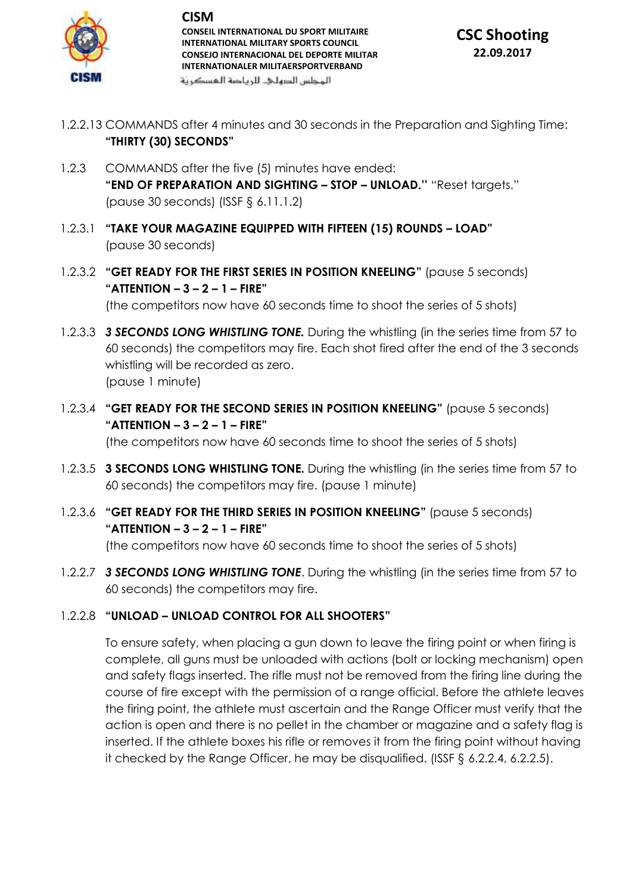1.2.2.13 COMMANDS after 4 minutes and 30 seconds in the Preparation and Sighting Time: **"THIRTY (30) SECONDS"**

1.2.3 COMMANDS after the five (5) minutes have ended: **"END OF PREPARATION AND SIGHTING – STOP – UNLOAD."** "Reset targets." (pause 30 seconds) (ISSF § 6.11.1.2)

1.2.3.1 **"TAKE YOUR MAGAZINE EQUIPPED WITH FIFTEEN (15) ROUNDS – LOAD"** (pause 30 seconds)

1.2.3.2 **"GET READY FOR THE FIRST SERIES IN POSITION KNEELING"** (pause 5 seconds) **"ATTENTION – 3 – 2 – 1 – FIRE"** (the competitors now have 60 seconds time to shoot the series of 5 shots)

1.2.3.3 ***3 SECONDS LONG WHISTLING TONE.*** During the whistling (in the series time from 57 to 60 seconds) the competitors may fire. Each shot fired after the end of the 3 seconds whistling will be recorded as zero. (pause 1 minute)

1.2.3.4 **"GET READY FOR THE SECOND SERIES IN POSITION KNEELING"** (pause 5 seconds) **"ATTENTION – 3 – 2 – 1 – FIRE"** (the competitors now have 60 seconds time to shoot the series of 5 shots)

1.2.3.5 **3 SECONDS LONG WHISTLING TONE.** During the whistling (in the series time from 57 to 60 seconds) the competitors may fire. (pause 1 minute)

1.2.3.6 **"GET READY FOR THE THIRD SERIES IN POSITION KNEELING"** (pause 5 seconds) **"ATTENTION – 3 – 2 – 1 – FIRE"** (the competitors now have 60 seconds time to shoot the series of 5 shots)

1.2.2.7 ***3 SECONDS LONG WHISTLING TONE***. During the whistling (in the series time from 57 to 60 seconds) the competitors may fire.

1.2.2.8 **"UNLOAD – UNLOAD CONTROL FOR ALL SHOOTERS"**

To ensure safety, when placing a gun down to leave the firing point or when firing is complete, all guns must be unloaded with actions (bolt or locking mechanism) open and safety flags inserted. The rifle must not be removed from the firing line during the course of fire except with the permission of a range official. Before the athlete leaves the firing point, the athlete must ascertain and the Range Officer must verify that the action is open and there is no pellet in the chamber or magazine and a safety flag is inserted. If the athlete boxes his rifle or removes it from the firing point without having it checked by the Range Officer, he may be disqualified. (ISSF § 6.2.2.4, 6.2.2.5).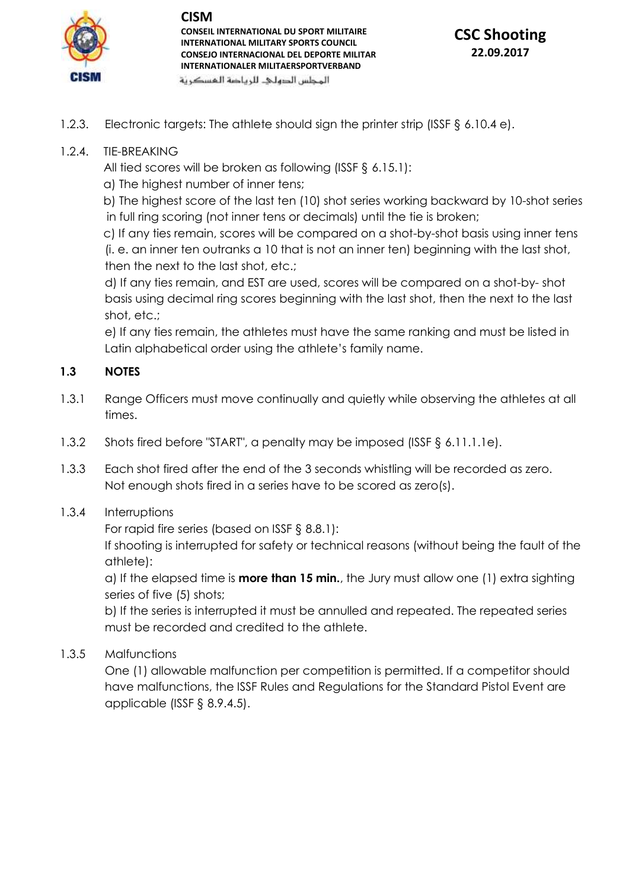1.2.3. Electronic targets: The athlete should sign the printer strip (ISSF § 6.10.4 e).

1.2.4. TIE-BREAKING

All tied scores will be broken as following (ISSF § 6.15.1):

a) The highest number of inner tens;

b) The highest score of the last ten (10) shot series working backward by 10-shot series in full ring scoring (not inner tens or decimals) until the tie is broken;

c) If any ties remain, scores will be compared on a shot-by-shot basis using inner tens (i. e. an inner ten outranks a 10 that is not an inner ten) beginning with the last shot, then the next to the last shot, etc.;

d) If any ties remain, and EST are used, scores will be compared on a shot-by- shot basis using decimal ring scores beginning with the last shot, then the next to the last shot, etc.;

e) If any ties remain, the athletes must have the same ranking and must be listed in Latin alphabetical order using the athlete's family name.

## 1.3 NOTES

1.3.1 Range Officers must move continually and quietly while observing the athletes at all times.

1.3.2 Shots fired before "START", a penalty may be imposed (ISSF § 6.11.1.1e).

1.3.3 Each shot fired after the end of the 3 seconds whistling will be recorded as zero. Not enough shots fired in a series have to be scored as zero(s).

1.3.4 Interruptions

For rapid fire series (based on ISSF § 8.8.1):

If shooting is interrupted for safety or technical reasons (without being the fault of the athlete):

a) If the elapsed time is **more than 15 min.**, the Jury must allow one (1) extra sighting series of five (5) shots;

b) If the series is interrupted it must be annulled and repeated. The repeated series must be recorded and credited to the athlete.

1.3.5 Malfunctions

One (1) allowable malfunction per competition is permitted. If a competitor should have malfunctions, the ISSF Rules and Regulations for the Standard Pistol Event are applicable (ISSF § 8.9.4.5).